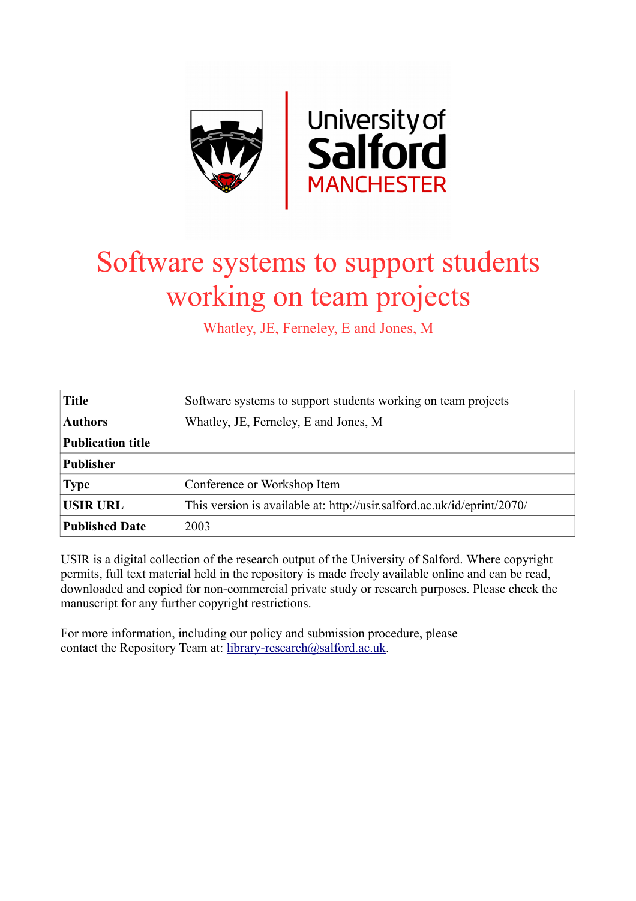# Software systems to support students working on team projects

Whatley, JE, Ferneley, E and Jones, M

| Title | Software systems to support students working on team projects |
|---|---|
| Authors | Whatley, JE, Ferneley, E and Jones, M |
| Publication title | |
| Publisher | |
| Type | Conference or Workshop Item |
| USIR URL | This version is available at: http://usir.salford.ac.uk/id/eprint/2070/ |
| Published Date | 2003 |

USIR is a digital collection of the research output of the University of Salford. Where copyright permits, full text material held in the repository is made freely available online and can be read, downloaded and copied for non-commercial private study or research purposes. Please check the manuscript for any further copyright restrictions.

For more information, including our policy and submission procedure, please contact the Repository Team at: library-research@salford.ac.uk.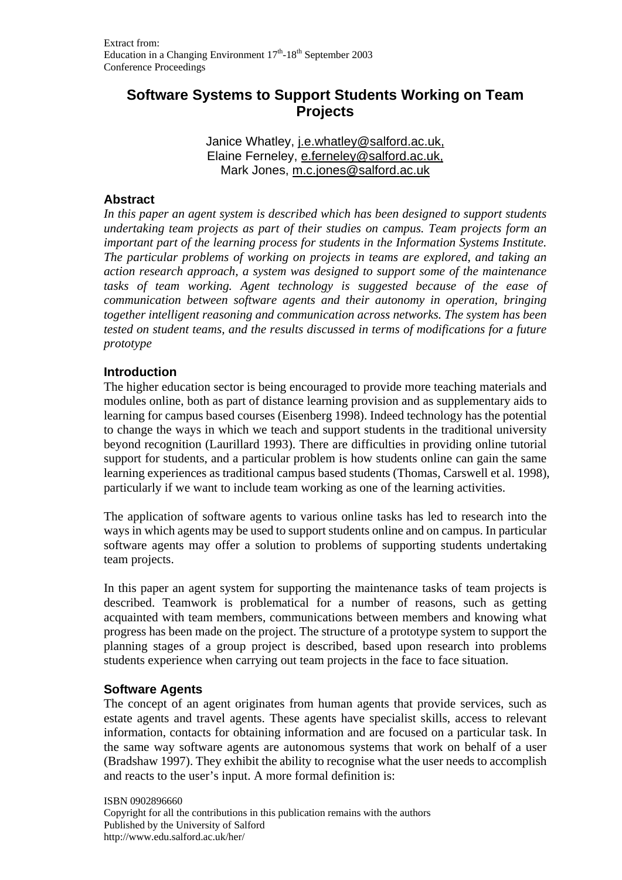Extract from:
Education in a Changing Environment 17th-18th September 2003
Conference Proceedings

# Software Systems to Support Students Working on Team Projects

Janice Whatley, j.e.whatley@salford.ac.uk,
Elaine Ferneley, e.ferneley@salford.ac.uk,
Mark Jones, m.c.jones@salford.ac.uk

## Abstract

*In this paper an agent system is described which has been designed to support students undertaking team projects as part of their studies on campus. Team projects form an important part of the learning process for students in the Information Systems Institute. The particular problems of working on projects in teams are explored, and taking an action research approach, a system was designed to support some of the maintenance tasks of team working. Agent technology is suggested because of the ease of communication between software agents and their autonomy in operation, bringing together intelligent reasoning and communication across networks. The system has been tested on student teams, and the results discussed in terms of modifications for a future prototype*

## Introduction

The higher education sector is being encouraged to provide more teaching materials and modules online, both as part of distance learning provision and as supplementary aids to learning for campus based courses (Eisenberg 1998). Indeed technology has the potential to change the ways in which we teach and support students in the traditional university beyond recognition (Laurillard 1993). There are difficulties in providing online tutorial support for students, and a particular problem is how students online can gain the same learning experiences as traditional campus based students (Thomas, Carswell et al. 1998), particularly if we want to include team working as one of the learning activities.

The application of software agents to various online tasks has led to research into the ways in which agents may be used to support students online and on campus. In particular software agents may offer a solution to problems of supporting students undertaking team projects.

In this paper an agent system for supporting the maintenance tasks of team projects is described. Teamwork is problematical for a number of reasons, such as getting acquainted with team members, communications between members and knowing what progress has been made on the project. The structure of a prototype system to support the planning stages of a group project is described, based upon research into problems students experience when carrying out team projects in the face to face situation.

## Software Agents

The concept of an agent originates from human agents that provide services, such as estate agents and travel agents. These agents have specialist skills, access to relevant information, contacts for obtaining information and are focused on a particular task. In the same way software agents are autonomous systems that work on behalf of a user (Bradshaw 1997). They exhibit the ability to recognise what the user needs to accomplish and reacts to the user's input. A more formal definition is:

ISBN 0902896660
Copyright for all the contributions in this publication remains with the authors
Published by the University of Salford
http://www.edu.salford.ac.uk/her/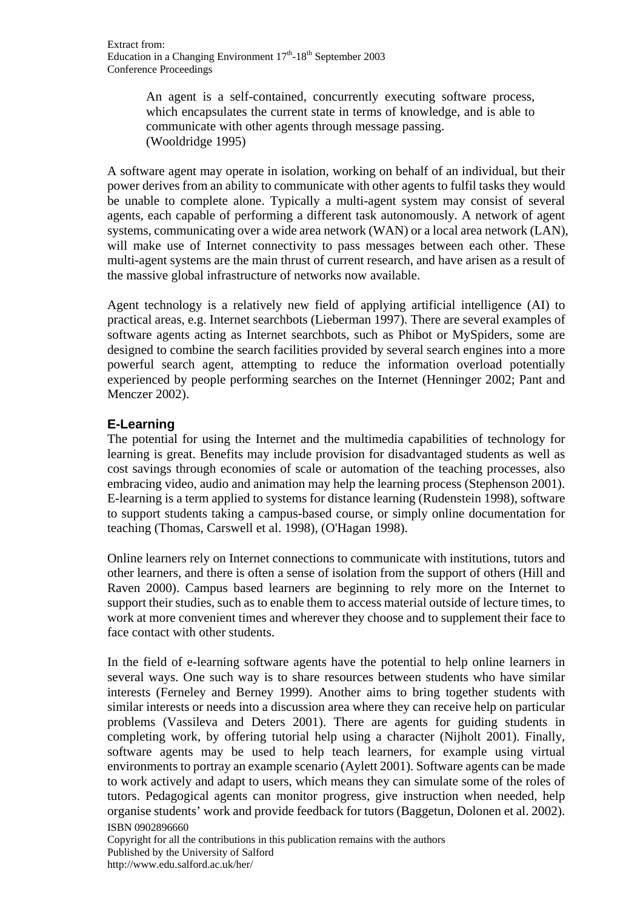> An agent is a self-contained, concurrently executing software process, which encapsulates the current state in terms of knowledge, and is able to communicate with other agents through message passing.
> (Wooldridge 1995)

A software agent may operate in isolation, working on behalf of an individual, but their power derives from an ability to communicate with other agents to fulfil tasks they would be unable to complete alone. Typically a multi-agent system may consist of several agents, each capable of performing a different task autonomously. A network of agent systems, communicating over a wide area network (WAN) or a local area network (LAN), will make use of Internet connectivity to pass messages between each other. These multi-agent systems are the main thrust of current research, and have arisen as a result of the massive global infrastructure of networks now available.

Agent technology is a relatively new field of applying artificial intelligence (AI) to practical areas, e.g. Internet searchbots (Lieberman 1997). There are several examples of software agents acting as Internet searchbots, such as Phibot or MySpiders, some are designed to combine the search facilities provided by several search engines into a more powerful search agent, attempting to reduce the information overload potentially experienced by people performing searches on the Internet (Henninger 2002; Pant and Menczer 2002).

## E-Learning

The potential for using the Internet and the multimedia capabilities of technology for learning is great. Benefits may include provision for disadvantaged students as well as cost savings through economies of scale or automation of the teaching processes, also embracing video, audio and animation may help the learning process (Stephenson 2001). E-learning is a term applied to systems for distance learning (Rudenstein 1998), software to support students taking a campus-based course, or simply online documentation for teaching (Thomas, Carswell et al. 1998), (O'Hagan 1998).

Online learners rely on Internet connections to communicate with institutions, tutors and other learners, and there is often a sense of isolation from the support of others (Hill and Raven 2000). Campus based learners are beginning to rely more on the Internet to support their studies, such as to enable them to access material outside of lecture times, to work at more convenient times and wherever they choose and to supplement their face to face contact with other students.

In the field of e-learning software agents have the potential to help online learners in several ways. One such way is to share resources between students who have similar interests (Ferneley and Berney 1999). Another aims to bring together students with similar interests or needs into a discussion area where they can receive help on particular problems (Vassileva and Deters 2001). There are agents for guiding students in completing work, by offering tutorial help using a character (Nijholt 2001). Finally, software agents may be used to help teach learners, for example using virtual environments to portray an example scenario (Aylett 2001). Software agents can be made to work actively and adapt to users, which means they can simulate some of the roles of tutors. Pedagogical agents can monitor progress, give instruction when needed, help organise students' work and provide feedback for tutors (Baggetun, Dolonen et al. 2002).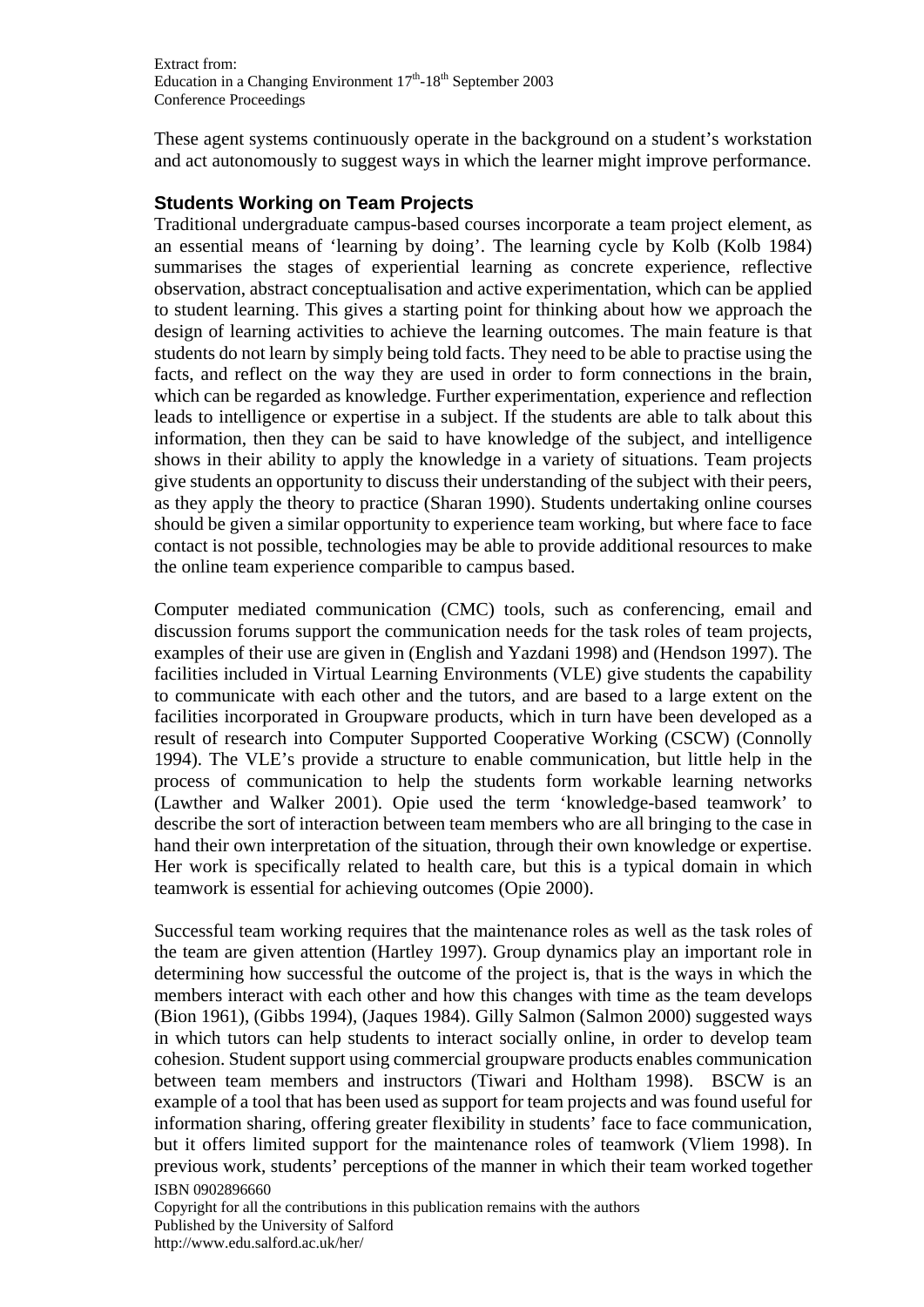These agent systems continuously operate in the background on a student's workstation and act autonomously to suggest ways in which the learner might improve performance.

## Students Working on Team Projects

Traditional undergraduate campus-based courses incorporate a team project element, as an essential means of 'learning by doing'. The learning cycle by Kolb (Kolb 1984) summarises the stages of experiential learning as concrete experience, reflective observation, abstract conceptualisation and active experimentation, which can be applied to student learning. This gives a starting point for thinking about how we approach the design of learning activities to achieve the learning outcomes. The main feature is that students do not learn by simply being told facts. They need to be able to practise using the facts, and reflect on the way they are used in order to form connections in the brain, which can be regarded as knowledge. Further experimentation, experience and reflection leads to intelligence or expertise in a subject. If the students are able to talk about this information, then they can be said to have knowledge of the subject, and intelligence shows in their ability to apply the knowledge in a variety of situations. Team projects give students an opportunity to discuss their understanding of the subject with their peers, as they apply the theory to practice (Sharan 1990). Students undertaking online courses should be given a similar opportunity to experience team working, but where face to face contact is not possible, technologies may be able to provide additional resources to make the online team experience comparible to campus based.

Computer mediated communication (CMC) tools, such as conferencing, email and discussion forums support the communication needs for the task roles of team projects, examples of their use are given in (English and Yazdani 1998) and (Hendson 1997). The facilities included in Virtual Learning Environments (VLE) give students the capability to communicate with each other and the tutors, and are based to a large extent on the facilities incorporated in Groupware products, which in turn have been developed as a result of research into Computer Supported Cooperative Working (CSCW) (Connolly 1994). The VLE's provide a structure to enable communication, but little help in the process of communication to help the students form workable learning networks (Lawther and Walker 2001). Opie used the term 'knowledge-based teamwork' to describe the sort of interaction between team members who are all bringing to the case in hand their own interpretation of the situation, through their own knowledge or expertise. Her work is specifically related to health care, but this is a typical domain in which teamwork is essential for achieving outcomes (Opie 2000).

Successful team working requires that the maintenance roles as well as the task roles of the team are given attention (Hartley 1997). Group dynamics play an important role in determining how successful the outcome of the project is, that is the ways in which the members interact with each other and how this changes with time as the team develops (Bion 1961), (Gibbs 1994), (Jaques 1984). Gilly Salmon (Salmon 2000) suggested ways in which tutors can help students to interact socially online, in order to develop team cohesion. Student support using commercial groupware products enables communication between team members and instructors (Tiwari and Holtham 1998). BSCW is an example of a tool that has been used as support for team projects and was found useful for information sharing, offering greater flexibility in students' face to face communication, but it offers limited support for the maintenance roles of teamwork (Vliem 1998). In previous work, students' perceptions of the manner in which their team worked together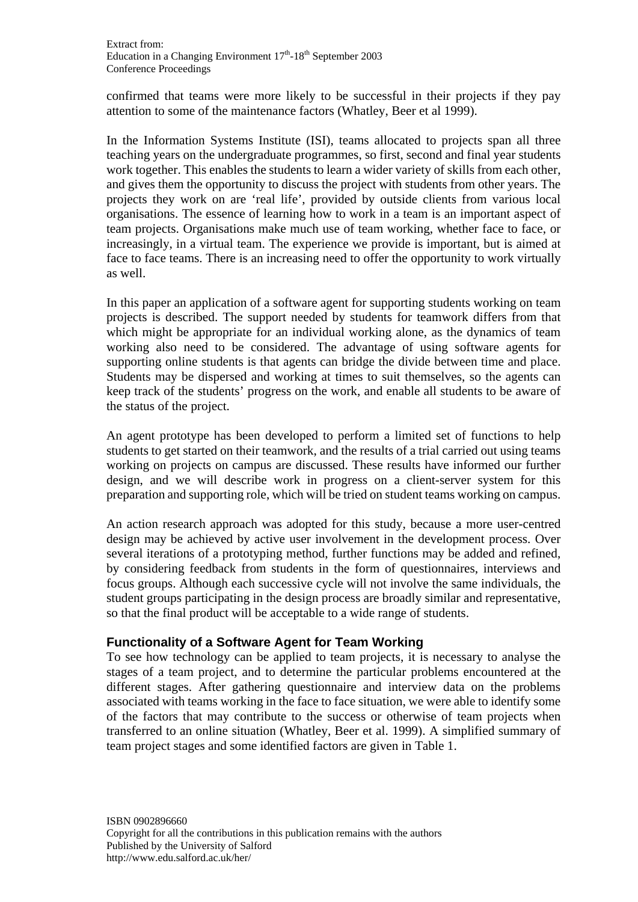confirmed that teams were more likely to be successful in their projects if they pay attention to some of the maintenance factors (Whatley, Beer et al 1999).

In the Information Systems Institute (ISI), teams allocated to projects span all three teaching years on the undergraduate programmes, so first, second and final year students work together. This enables the students to learn a wider variety of skills from each other, and gives them the opportunity to discuss the project with students from other years. The projects they work on are 'real life', provided by outside clients from various local organisations. The essence of learning how to work in a team is an important aspect of team projects. Organisations make much use of team working, whether face to face, or increasingly, in a virtual team. The experience we provide is important, but is aimed at face to face teams. There is an increasing need to offer the opportunity to work virtually as well.

In this paper an application of a software agent for supporting students working on team projects is described. The support needed by students for teamwork differs from that which might be appropriate for an individual working alone, as the dynamics of team working also need to be considered. The advantage of using software agents for supporting online students is that agents can bridge the divide between time and place. Students may be dispersed and working at times to suit themselves, so the agents can keep track of the students' progress on the work, and enable all students to be aware of the status of the project.

An agent prototype has been developed to perform a limited set of functions to help students to get started on their teamwork, and the results of a trial carried out using teams working on projects on campus are discussed. These results have informed our further design, and we will describe work in progress on a client-server system for this preparation and supporting role, which will be tried on student teams working on campus.

An action research approach was adopted for this study, because a more user-centred design may be achieved by active user involvement in the development process. Over several iterations of a prototyping method, further functions may be added and refined, by considering feedback from students in the form of questionnaires, interviews and focus groups. Although each successive cycle will not involve the same individuals, the student groups participating in the design process are broadly similar and representative, so that the final product will be acceptable to a wide range of students.

## Functionality of a Software Agent for Team Working

To see how technology can be applied to team projects, it is necessary to analyse the stages of a team project, and to determine the particular problems encountered at the different stages. After gathering questionnaire and interview data on the problems associated with teams working in the face to face situation, we were able to identify some of the factors that may contribute to the success or otherwise of team projects when transferred to an online situation (Whatley, Beer et al. 1999). A simplified summary of team project stages and some identified factors are given in Table 1.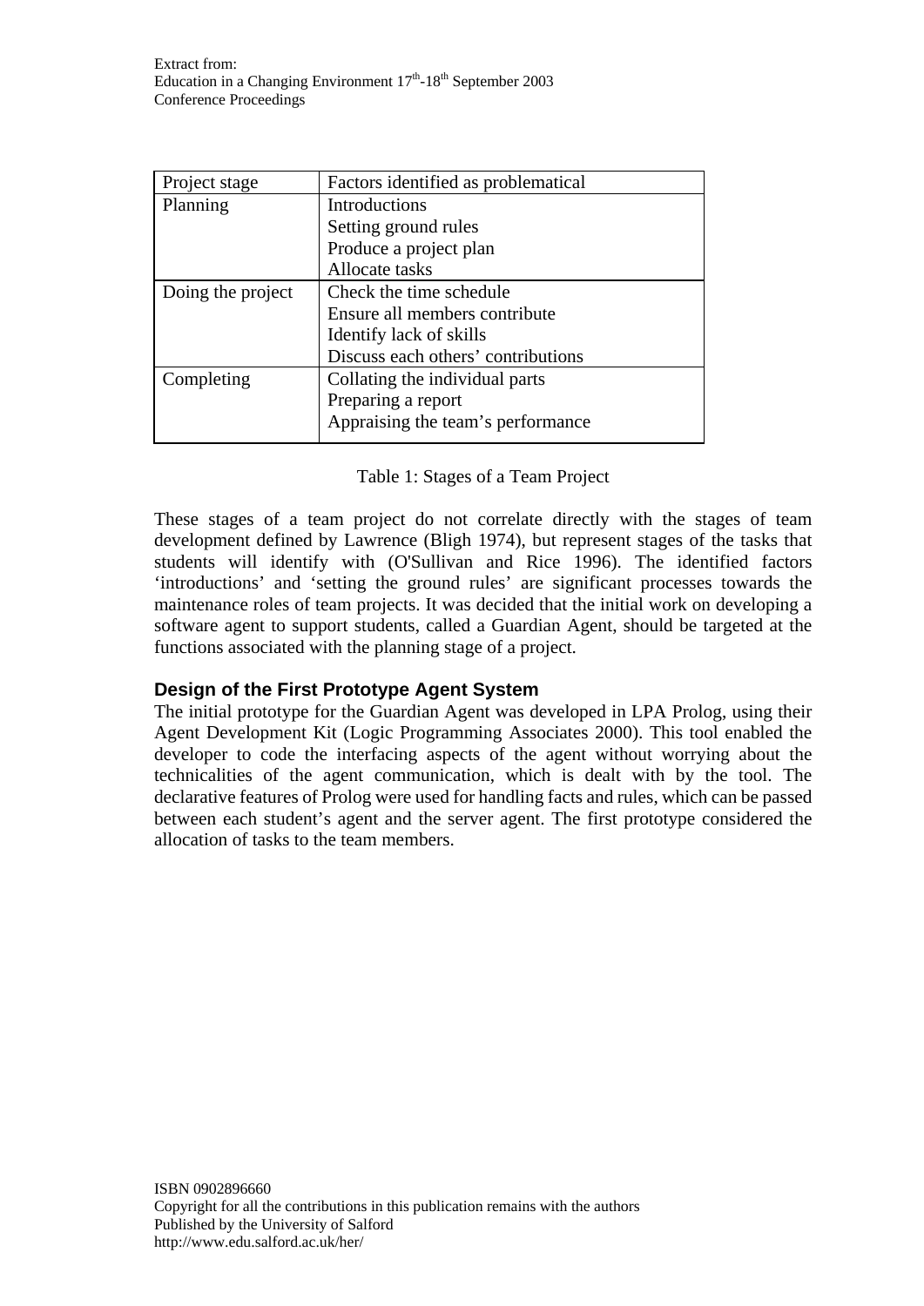| Project stage | Factors identified as problematical |
| --- | --- |
| Planning | Introductions<br>Setting ground rules<br>Produce a project plan<br>Allocate tasks |
| Doing the project | Check the time schedule<br>Ensure all members contribute<br>Identify lack of skills<br>Discuss each others' contributions |
| Completing | Collating the individual parts<br>Preparing a report<br>Appraising the team's performance |

Table 1: Stages of a Team Project

These stages of a team project do not correlate directly with the stages of team development defined by Lawrence (Bligh 1974), but represent stages of the tasks that students will identify with (O'Sullivan and Rice 1996). The identified factors 'introductions' and 'setting the ground rules' are significant processes towards the maintenance roles of team projects. It was decided that the initial work on developing a software agent to support students, called a Guardian Agent, should be targeted at the functions associated with the planning stage of a project.

### Design of the First Prototype Agent System

The initial prototype for the Guardian Agent was developed in LPA Prolog, using their Agent Development Kit (Logic Programming Associates 2000). This tool enabled the developer to code the interfacing aspects of the agent without worrying about the technicalities of the agent communication, which is dealt with by the tool. The declarative features of Prolog were used for handling facts and rules, which can be passed between each student's agent and the server agent. The first prototype considered the allocation of tasks to the team members.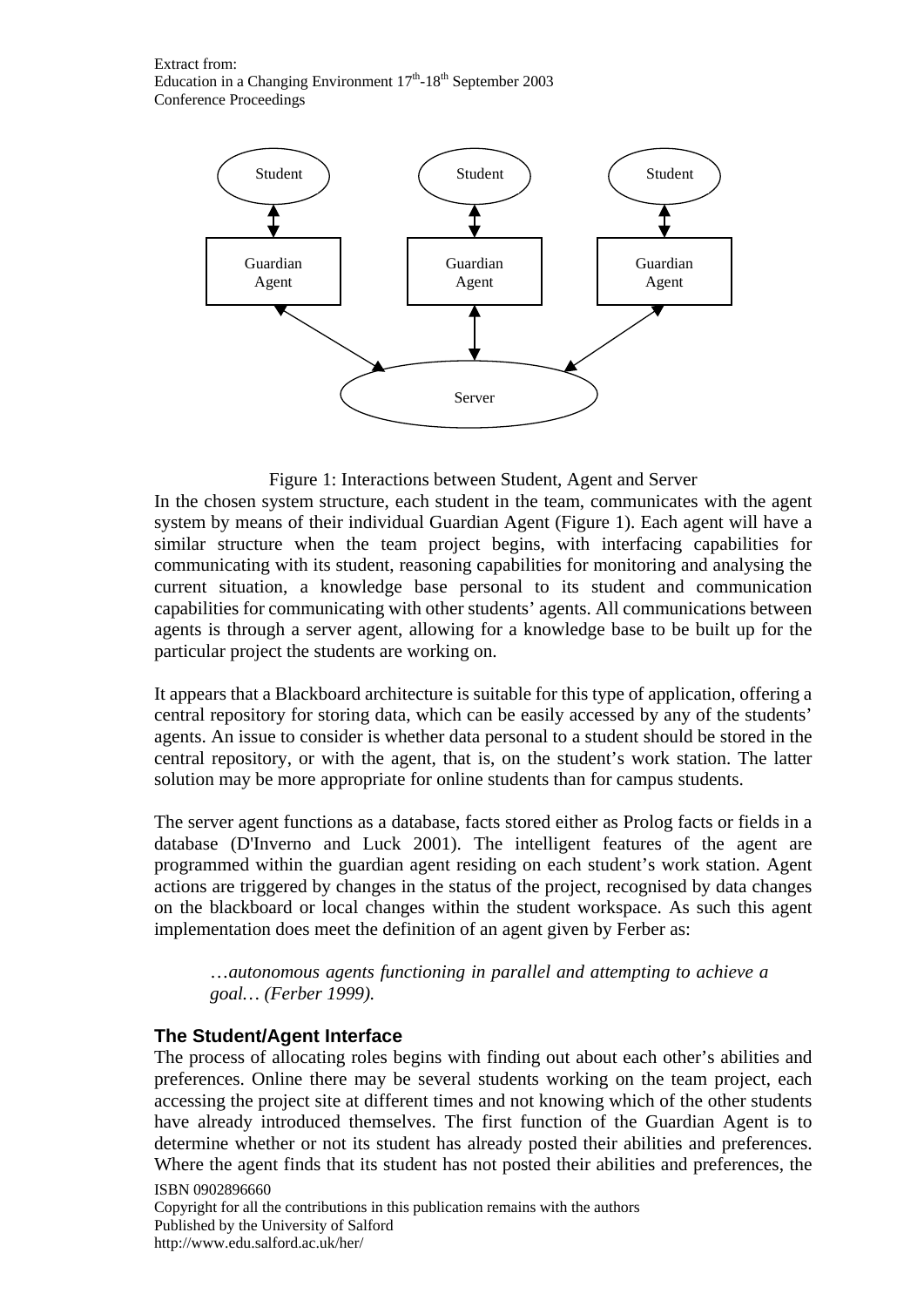Figure 1: Interactions between Student, Agent and Server

In the chosen system structure, each student in the team, communicates with the agent system by means of their individual Guardian Agent (Figure 1). Each agent will have a similar structure when the team project begins, with interfacing capabilities for communicating with its student, reasoning capabilities for monitoring and analysing the current situation, a knowledge base personal to its student and communication capabilities for communicating with other students' agents. All communications between agents is through a server agent, allowing for a knowledge base to be built up for the particular project the students are working on.

It appears that a Blackboard architecture is suitable for this type of application, offering a central repository for storing data, which can be easily accessed by any of the students' agents. An issue to consider is whether data personal to a student should be stored in the central repository, or with the agent, that is, on the student's work station. The latter solution may be more appropriate for online students than for campus students.

The server agent functions as a database, facts stored either as Prolog facts or fields in a database (D'Inverno and Luck 2001). The intelligent features of the agent are programmed within the guardian agent residing on each student's work station. Agent actions are triggered by changes in the status of the project, recognised by data changes on the blackboard or local changes within the student workspace. As such this agent implementation does meet the definition of an agent given by Ferber as:

> *…autonomous agents functioning in parallel and attempting to achieve a goal… (Ferber 1999).*

### The Student/Agent Interface

The process of allocating roles begins with finding out about each other's abilities and preferences. Online there may be several students working on the team project, each accessing the project site at different times and not knowing which of the other students have already introduced themselves. The first function of the Guardian Agent is to determine whether or not its student has already posted their abilities and preferences. Where the agent finds that its student has not posted their abilities and preferences, the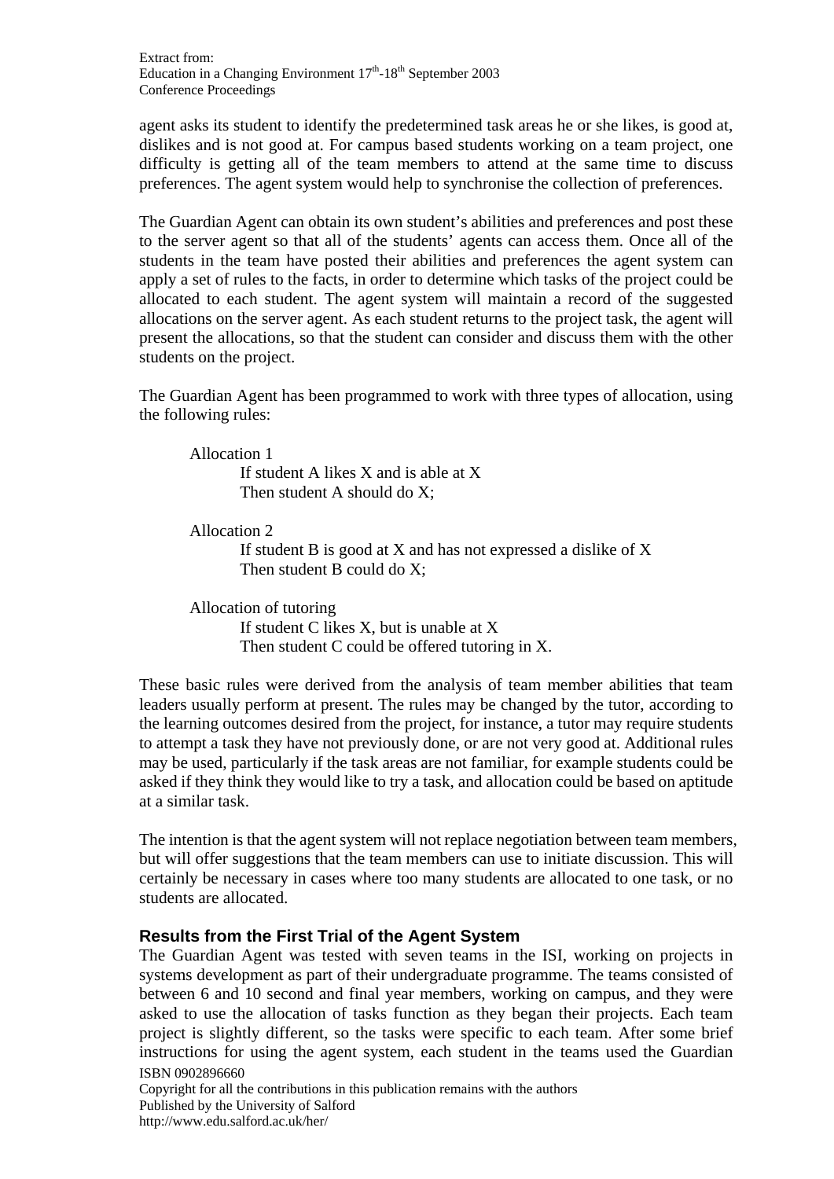agent asks its student to identify the predetermined task areas he or she likes, is good at, dislikes and is not good at. For campus based students working on a team project, one difficulty is getting all of the team members to attend at the same time to discuss preferences. The agent system would help to synchronise the collection of preferences.

The Guardian Agent can obtain its own student's abilities and preferences and post these to the server agent so that all of the students' agents can access them. Once all of the students in the team have posted their abilities and preferences the agent system can apply a set of rules to the facts, in order to determine which tasks of the project could be allocated to each student. The agent system will maintain a record of the suggested allocations on the server agent. As each student returns to the project task, the agent will present the allocations, so that the student can consider and discuss them with the other students on the project.

The Guardian Agent has been programmed to work with three types of allocation, using the following rules:

Allocation 1
  If student A likes X and is able at X
  Then student A should do X;

Allocation 2
  If student B is good at X and has not expressed a dislike of X
  Then student B could do X;

Allocation of tutoring
  If student C likes X, but is unable at X
  Then student C could be offered tutoring in X.

These basic rules were derived from the analysis of team member abilities that team leaders usually perform at present. The rules may be changed by the tutor, according to the learning outcomes desired from the project, for instance, a tutor may require students to attempt a task they have not previously done, or are not very good at. Additional rules may be used, particularly if the task areas are not familiar, for example students could be asked if they think they would like to try a task, and allocation could be based on aptitude at a similar task.

The intention is that the agent system will not replace negotiation between team members, but will offer suggestions that the team members can use to initiate discussion. This will certainly be necessary in cases where too many students are allocated to one task, or no students are allocated.

### Results from the First Trial of the Agent System

The Guardian Agent was tested with seven teams in the ISI, working on projects in systems development as part of their undergraduate programme. The teams consisted of between 6 and 10 second and final year members, working on campus, and they were asked to use the allocation of tasks function as they began their projects. Each team project is slightly different, so the tasks were specific to each team. After some brief instructions for using the agent system, each student in the teams used the Guardian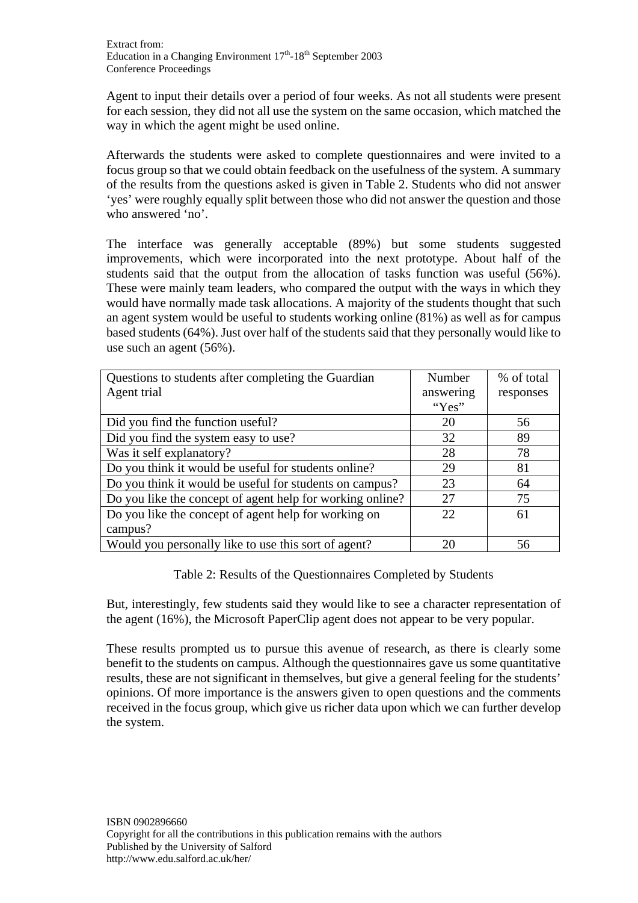Agent to input their details over a period of four weeks. As not all students were present for each session, they did not all use the system on the same occasion, which matched the way in which the agent might be used online.

Afterwards the students were asked to complete questionnaires and were invited to a focus group so that we could obtain feedback on the usefulness of the system. A summary of the results from the questions asked is given in Table 2. Students who did not answer 'yes' were roughly equally split between those who did not answer the question and those who answered 'no'.

The interface was generally acceptable (89%) but some students suggested improvements, which were incorporated into the next prototype. About half of the students said that the output from the allocation of tasks function was useful (56%). These were mainly team leaders, who compared the output with the ways in which they would have normally made task allocations. A majority of the students thought that such an agent system would be useful to students working online (81%) as well as for campus based students (64%). Just over half of the students said that they personally would like to use such an agent (56%).

| Questions to students after completing the Guardian Agent trial | Number answering "Yes" | % of total responses |
|---|---|---|
| Did you find the function useful? | 20 | 56 |
| Did you find the system easy to use? | 32 | 89 |
| Was it self explanatory? | 28 | 78 |
| Do you think it would be useful for students online? | 29 | 81 |
| Do you think it would be useful for students on campus? | 23 | 64 |
| Do you like the concept of agent help for working online? | 27 | 75 |
| Do you like the concept of agent help for working on campus? | 22 | 61 |
| Would you personally like to use this sort of agent? | 20 | 56 |

Table 2: Results of the Questionnaires Completed by Students

But, interestingly, few students said they would like to see a character representation of the agent (16%), the Microsoft PaperClip agent does not appear to be very popular.

These results prompted us to pursue this avenue of research, as there is clearly some benefit to the students on campus. Although the questionnaires gave us some quantitative results, these are not significant in themselves, but give a general feeling for the students' opinions. Of more importance is the answers given to open questions and the comments received in the focus group, which give us richer data upon which we can further develop the system.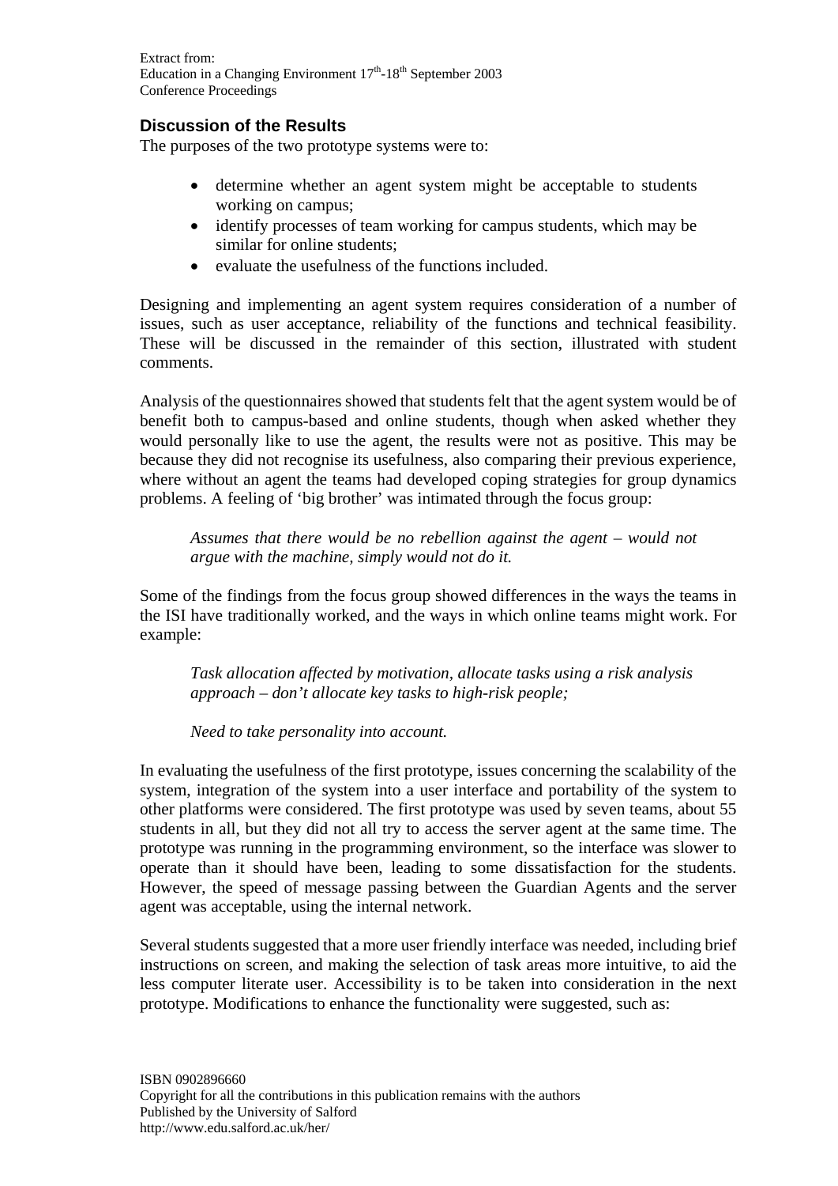## Discussion of the Results

The purposes of the two prototype systems were to:

- determine whether an agent system might be acceptable to students working on campus;
- identify processes of team working for campus students, which may be similar for online students;
- evaluate the usefulness of the functions included.

Designing and implementing an agent system requires consideration of a number of issues, such as user acceptance, reliability of the functions and technical feasibility. These will be discussed in the remainder of this section, illustrated with student comments.

Analysis of the questionnaires showed that students felt that the agent system would be of benefit both to campus-based and online students, though when asked whether they would personally like to use the agent, the results were not as positive. This may be because they did not recognise its usefulness, also comparing their previous experience, where without an agent the teams had developed coping strategies for group dynamics problems. A feeling of 'big brother' was intimated through the focus group:

> *Assumes that there would be no rebellion against the agent – would not argue with the machine, simply would not do it.*

Some of the findings from the focus group showed differences in the ways the teams in the ISI have traditionally worked, and the ways in which online teams might work. For example:

> *Task allocation affected by motivation, allocate tasks using a risk analysis approach – don't allocate key tasks to high-risk people;*
>
> *Need to take personality into account.*

In evaluating the usefulness of the first prototype, issues concerning the scalability of the system, integration of the system into a user interface and portability of the system to other platforms were considered. The first prototype was used by seven teams, about 55 students in all, but they did not all try to access the server agent at the same time. The prototype was running in the programming environment, so the interface was slower to operate than it should have been, leading to some dissatisfaction for the students. However, the speed of message passing between the Guardian Agents and the server agent was acceptable, using the internal network.

Several students suggested that a more user friendly interface was needed, including brief instructions on screen, and making the selection of task areas more intuitive, to aid the less computer literate user. Accessibility is to be taken into consideration in the next prototype. Modifications to enhance the functionality were suggested, such as: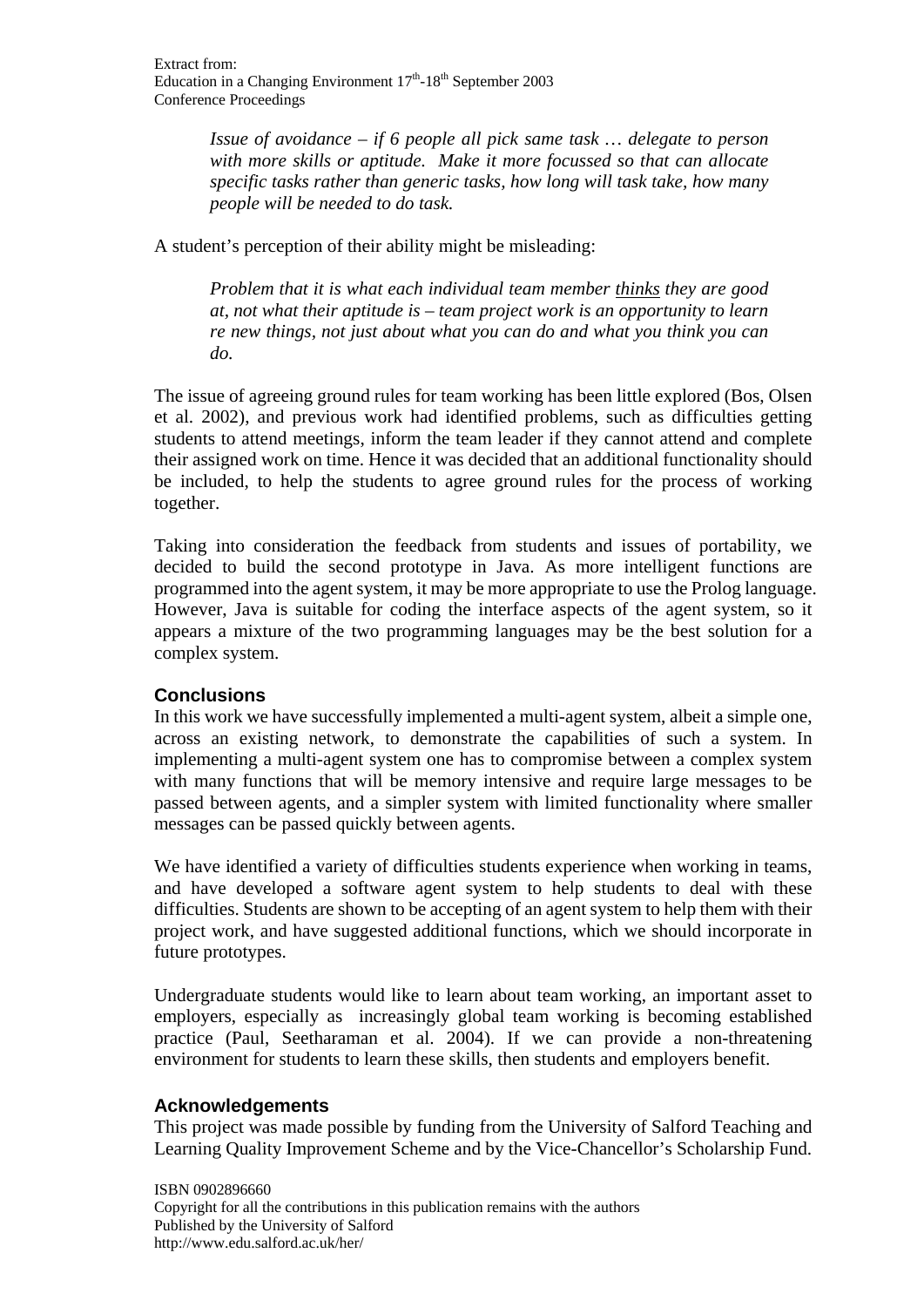*Issue of avoidance – if 6 people all pick same task … delegate to person with more skills or aptitude. Make it more focussed so that can allocate specific tasks rather than generic tasks, how long will task take, how many people will be needed to do task.*

A student's perception of their ability might be misleading:

*Problem that it is what each individual team member <u>thinks</u> they are good at, not what their aptitude is – team project work is an opportunity to learn re new things, not just about what you can do and what you think you can do.*

The issue of agreeing ground rules for team working has been little explored (Bos, Olsen et al. 2002), and previous work had identified problems, such as difficulties getting students to attend meetings, inform the team leader if they cannot attend and complete their assigned work on time. Hence it was decided that an additional functionality should be included, to help the students to agree ground rules for the process of working together.

Taking into consideration the feedback from students and issues of portability, we decided to build the second prototype in Java. As more intelligent functions are programmed into the agent system, it may be more appropriate to use the Prolog language. However, Java is suitable for coding the interface aspects of the agent system, so it appears a mixture of the two programming languages may be the best solution for a complex system.

## Conclusions

In this work we have successfully implemented a multi-agent system, albeit a simple one, across an existing network, to demonstrate the capabilities of such a system. In implementing a multi-agent system one has to compromise between a complex system with many functions that will be memory intensive and require large messages to be passed between agents, and a simpler system with limited functionality where smaller messages can be passed quickly between agents.

We have identified a variety of difficulties students experience when working in teams, and have developed a software agent system to help students to deal with these difficulties. Students are shown to be accepting of an agent system to help them with their project work, and have suggested additional functions, which we should incorporate in future prototypes.

Undergraduate students would like to learn about team working, an important asset to employers, especially as increasingly global team working is becoming established practice (Paul, Seetharaman et al. 2004). If we can provide a non-threatening environment for students to learn these skills, then students and employers benefit.

## Acknowledgements

This project was made possible by funding from the University of Salford Teaching and Learning Quality Improvement Scheme and by the Vice-Chancellor's Scholarship Fund.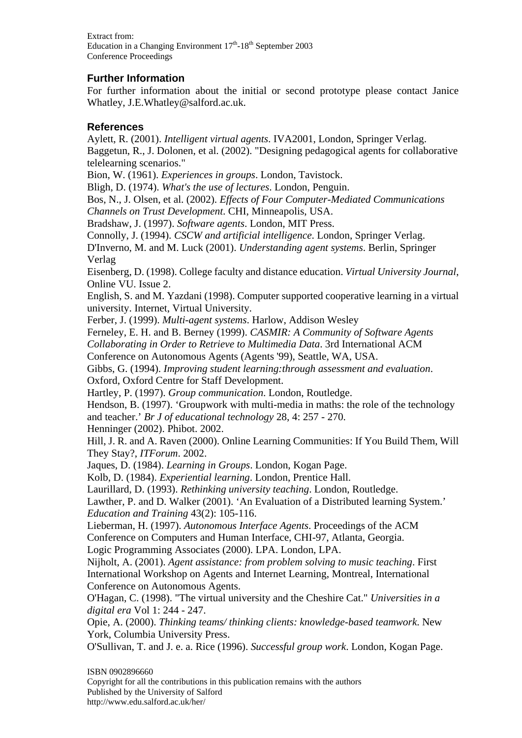## Further Information

For further information about the initial or second prototype please contact Janice Whatley, J.E.Whatley@salford.ac.uk.

## References

Aylett, R. (2001). *Intelligent virtual agents*. IVA2001, London, Springer Verlag.

Baggetun, R., J. Dolonen, et al. (2002). "Designing pedagogical agents for collaborative telelearning scenarios."

Bion, W. (1961). *Experiences in groups*. London, Tavistock.

Bligh, D. (1974). *What's the use of lectures*. London, Penguin.

Bos, N., J. Olsen, et al. (2002). *Effects of Four Computer-Mediated Communications Channels on Trust Development*. CHI, Minneapolis, USA.

Bradshaw, J. (1997). *Software agents*. London, MIT Press.

Connolly, J. (1994). *CSCW and artificial intelligence*. London, Springer Verlag.

D'Inverno, M. and M. Luck (2001). *Understanding agent systems*. Berlin, Springer Verlag

Eisenberg, D. (1998). College faculty and distance education. *Virtual University Journal*, Online VU. Issue 2.

English, S. and M. Yazdani (1998). Computer supported cooperative learning in a virtual university. Internet, Virtual University.

Ferber, J. (1999). *Multi-agent systems*. Harlow, Addison Wesley

Ferneley, E. H. and B. Berney (1999). *CASMIR: A Community of Software Agents Collaborating in Order to Retrieve to Multimedia Data*. 3rd International ACM Conference on Autonomous Agents (Agents '99), Seattle, WA, USA.

Gibbs, G. (1994). *Improving student learning:through assessment and evaluation*. Oxford, Oxford Centre for Staff Development.

Hartley, P. (1997). *Group communication*. London, Routledge.

Hendson, B. (1997). 'Groupwork with multi-media in maths: the role of the technology and teacher.' *Br J of educational technology* 28, 4: 257 - 270.

Henninger (2002). Phibot. 2002.

Hill, J. R. and A. Raven (2000). Online Learning Communities: If You Build Them, Will They Stay?, *ITForum*. 2002.

Jaques, D. (1984). *Learning in Groups*. London, Kogan Page.

Kolb, D. (1984). *Experiential learning*. London, Prentice Hall.

Laurillard, D. (1993). *Rethinking university teaching*. London, Routledge.

Lawther, P. and D. Walker (2001). 'An Evaluation of a Distributed learning System.' *Education and Training* 43(2): 105-116.

Lieberman, H. (1997). *Autonomous Interface Agents*. Proceedings of the ACM Conference on Computers and Human Interface, CHI-97, Atlanta, Georgia.

Logic Programming Associates (2000). LPA. London, LPA.

Nijholt, A. (2001). *Agent assistance: from problem solving to music teaching*. First International Workshop on Agents and Internet Learning, Montreal, International Conference on Autonomous Agents.

O'Hagan, C. (1998). "The virtual university and the Cheshire Cat." *Universities in a digital era* Vol 1: 244 - 247.

Opie, A. (2000). *Thinking teams/ thinking clients: knowledge-based teamwork*. New York, Columbia University Press.

O'Sullivan, T. and J. e. a. Rice (1996). *Successful group work*. London, Kogan Page.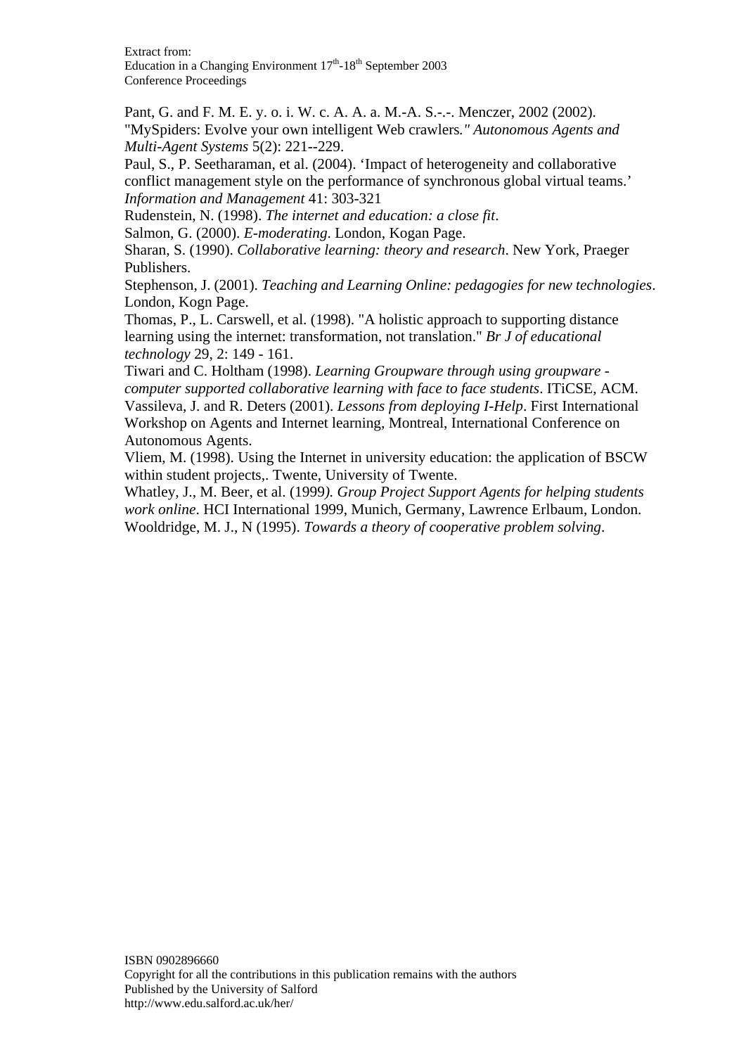Pant, G. and F. M. E. y. o. i. W. c. A. A. a. M.-A. S.-.-. Menczer, 2002 (2002). "MySpiders: Evolve your own intelligent Web crawlers*." Autonomous Agents and Multi-Agent Systems* 5(2): 221--229.

Paul, S., P. Seetharaman, et al. (2004). 'Impact of heterogeneity and collaborative conflict management style on the performance of synchronous global virtual teams.' *Information and Management* 41: 303-321

Rudenstein, N. (1998). *The internet and education: a close fit*.

Salmon, G. (2000). *E-moderating*. London, Kogan Page.

Sharan, S. (1990). *Collaborative learning: theory and research*. New York, Praeger Publishers.

Stephenson, J. (2001). *Teaching and Learning Online: pedagogies for new technologies*. London, Kogn Page.

Thomas, P., L. Carswell, et al. (1998). "A holistic approach to supporting distance learning using the internet: transformation, not translation." *Br J of educational technology* 29, 2: 149 - 161.

Tiwari and C. Holtham (1998). *Learning Groupware through using groupware - computer supported collaborative learning with face to face students*. ITiCSE, ACM.

Vassileva, J. and R. Deters (2001). *Lessons from deploying I-Help*. First International Workshop on Agents and Internet learning, Montreal, International Conference on Autonomous Agents.

Vliem, M. (1998). Using the Internet in university education: the application of BSCW within student projects,. Twente, University of Twente.

Whatley, J., M. Beer, et al. (1999*). Group Project Support Agents for helping students work online*. HCI International 1999, Munich, Germany, Lawrence Erlbaum, London.

Wooldridge, M. J., N (1995). *Towards a theory of cooperative problem solving*.

ISBN 0902896660
Copyright for all the contributions in this publication remains with the authors
Published by the University of Salford
http://www.edu.salford.ac.uk/her/